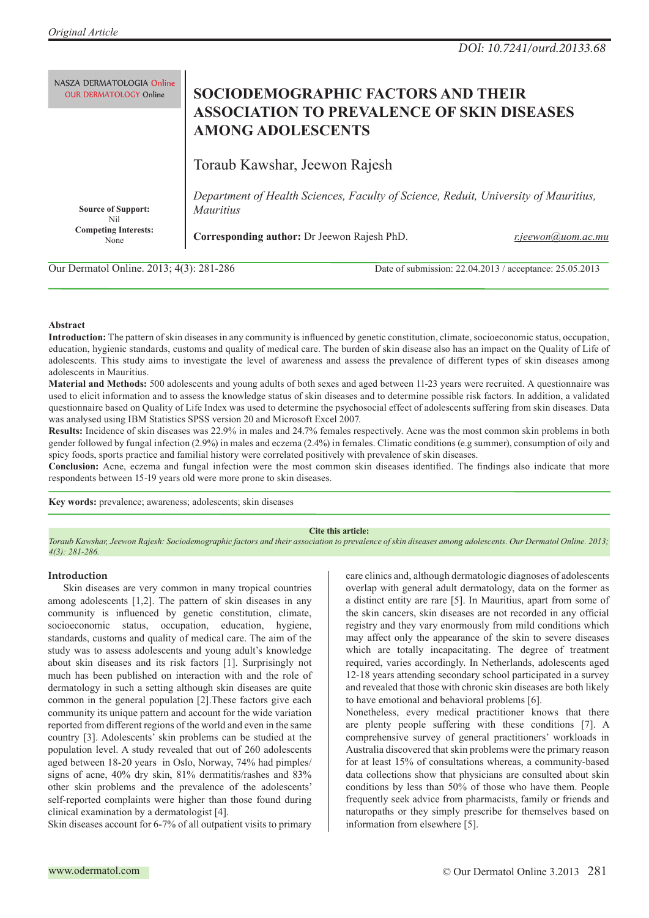*Original Article*

*DOI: 10.7241/ourd.20133.68*

NASZA DERMATOLOGIA Online
OUR DERMATOLOGY Online

# SOCIODEMOGRAPHIC FACTORS AND THEIR ASSOCIATION TO PREVALENCE OF SKIN DISEASES AMONG ADOLESCENTS

Toraub Kawshar, Jeewon Rajesh

*Department of Health Sciences, Faculty of Science, Reduit, University of Mauritius, Mauritius*

**Source of Support:** Nil
**Competing Interests:** None

**Corresponding author:** Dr Jeewon Rajesh PhD. r.jeewon@uom.ac.mu

Our Dermatol Online. 2013; 4(3): 281-286 Date of submission: 22.04.2013 / acceptance: 25.05.2013

**Abstract**

**Introduction:** The pattern of skin diseases in any community is influenced by genetic constitution, climate, socioeconomic status, occupation, education, hygienic standards, customs and quality of medical care. The burden of skin disease also has an impact on the Quality of Life of adolescents. This study aims to investigate the level of awareness and assess the prevalence of different types of skin diseases among adolescents in Mauritius.

**Material and Methods:** 500 adolescents and young adults of both sexes and aged between 11-23 years were recruited. A questionnaire was used to elicit information and to assess the knowledge status of skin diseases and to determine possible risk factors. In addition, a validated questionnaire based on Quality of Life Index was used to determine the psychosocial effect of adolescents suffering from skin diseases. Data was analysed using IBM Statistics SPSS version 20 and Microsoft Excel 2007.

**Results:** Incidence of skin diseases was 22.9% in males and 24.7% females respectively. Acne was the most common skin problems in both gender followed by fungal infection (2.9%) in males and eczema (2.4%) in females. Climatic conditions (e.g summer), consumption of oily and spicy foods, sports practice and familial history were correlated positively with prevalence of skin diseases.

**Conclusion:** Acne, eczema and fungal infection were the most common skin diseases identified. The findings also indicate that more respondents between 15-19 years old were more prone to skin diseases.

**Key words:** prevalence; awareness; adolescents; skin diseases

**Cite this article:**
*Toraub Kawshar, Jeewon Rajesh: Sociodemographic factors and their association to prevalence of skin diseases among adolescents. Our Dermatol Online. 2013; 4(3): 281-286.*

## Introduction

Skin diseases are very common in many tropical countries among adolescents [1,2]. The pattern of skin diseases in any community is influenced by genetic constitution, climate, socioeconomic status, occupation, education, hygiene, standards, customs and quality of medical care. The aim of the study was to assess adolescents and young adult's knowledge about skin diseases and its risk factors [1]. Surprisingly not much has been published on interaction with and the role of dermatology in such a setting although skin diseases are quite common in the general population [2].These factors give each community its unique pattern and account for the wide variation reported from different regions of the world and even in the same country [3]. Adolescents' skin problems can be studied at the population level. A study revealed that out of 260 adolescents aged between 18-20 years in Oslo, Norway, 74% had pimples/signs of acne, 40% dry skin, 81% dermatitis/rashes and 83% other skin problems and the prevalence of the adolescents' self-reported complaints were higher than those found during clinical examination by a dermatologist [4].

Skin diseases account for 6-7% of all outpatient visits to primary care clinics and, although dermatologic diagnoses of adolescents overlap with general adult dermatology, data on the former as a distinct entity are rare [5]. In Mauritius, apart from some of the skin cancers, skin diseases are not recorded in any official registry and they vary enormously from mild conditions which may affect only the appearance of the skin to severe diseases which are totally incapacitating. The degree of treatment required, varies accordingly. In Netherlands, adolescents aged 12-18 years attending secondary school participated in a survey and revealed that those with chronic skin diseases are both likely to have emotional and behavioral problems [6].

Nonetheless, every medical practitioner knows that there are plenty people suffering with these conditions [7]. A comprehensive survey of general practitioners' workloads in Australia discovered that skin problems were the primary reason for at least 15% of consultations whereas, a community-based data collections show that physicians are consulted about skin conditions by less than 50% of those who have them. People frequently seek advice from pharmacists, family or friends and naturopaths or they simply prescribe for themselves based on information from elsewhere [5].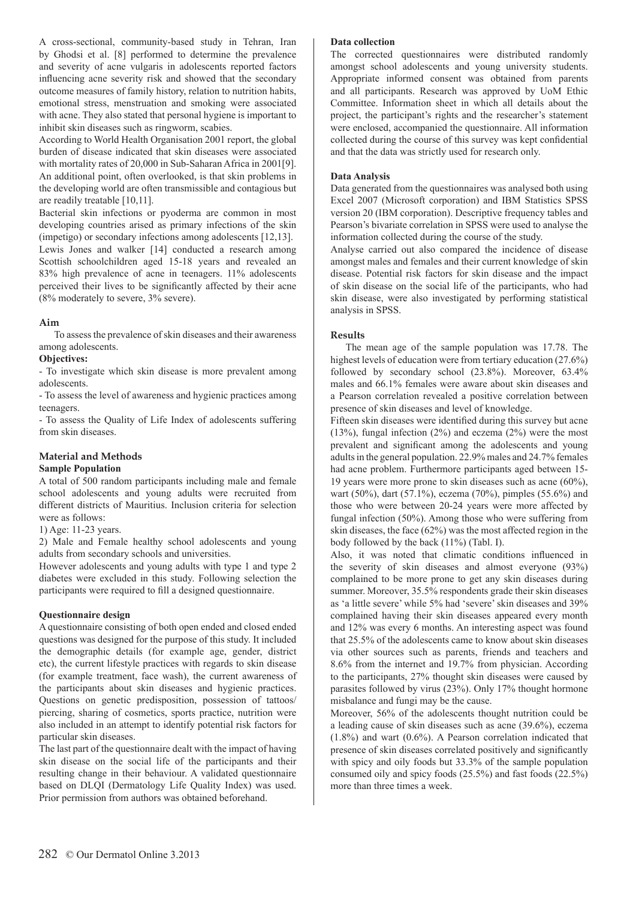A cross-sectional, community-based study in Tehran, Iran by Ghodsi et al. [8] performed to determine the prevalence and severity of acne vulgaris in adolescents reported factors influencing acne severity risk and showed that the secondary outcome measures of family history, relation to nutrition habits, emotional stress, menstruation and smoking were associated with acne. They also stated that personal hygiene is important to inhibit skin diseases such as ringworm, scabies.

According to World Health Organisation 2001 report, the global burden of disease indicated that skin diseases were associated with mortality rates of 20,000 in Sub-Saharan Africa in 2001[9]. An additional point, often overlooked, is that skin problems in the developing world are often transmissible and contagious but are readily treatable [10,11].

Bacterial skin infections or pyoderma are common in most developing countries arised as primary infections of the skin (impetigo) or secondary infections among adolescents [12,13].

Lewis Jones and walker [14] conducted a research among Scottish schoolchildren aged 15-18 years and revealed an 83% high prevalence of acne in teenagers. 11% adolescents perceived their lives to be significantly affected by their acne (8% moderately to severe, 3% severe).

## Aim

To assess the prevalence of skin diseases and their awareness among adolescents.

**Objectives:**

- To investigate which skin disease is more prevalent among adolescents.
- To assess the level of awareness and hygienic practices among teenagers.
- To assess the Quality of Life Index of adolescents suffering from skin diseases.

## Material and Methods

### Sample Population

A total of 500 random participants including male and female school adolescents and young adults were recruited from different districts of Mauritius. Inclusion criteria for selection were as follows:

1) Age: 11-23 years.

2) Male and Female healthy school adolescents and young adults from secondary schools and universities.

However adolescents and young adults with type 1 and type 2 diabetes were excluded in this study. Following selection the participants were required to fill a designed questionnaire.

### Questionnaire design

A questionnaire consisting of both open ended and closed ended questions was designed for the purpose of this study. It included the demographic details (for example age, gender, district etc), the current lifestyle practices with regards to skin disease (for example treatment, face wash), the current awareness of the participants about skin diseases and hygienic practices. Questions on genetic predisposition, possession of tattoos/piercing, sharing of cosmetics, sports practice, nutrition were also included in an attempt to identify potential risk factors for particular skin diseases.

The last part of the questionnaire dealt with the impact of having skin disease on the social life of the participants and their resulting change in their behaviour. A validated questionnaire based on DLQI (Dermatology Life Quality Index) was used. Prior permission from authors was obtained beforehand.

### Data collection

The corrected questionnaires were distributed randomly amongst school adolescents and young university students. Appropriate informed consent was obtained from parents and all participants. Research was approved by UoM Ethic Committee. Information sheet in which all details about the project, the participant's rights and the researcher's statement were enclosed, accompanied the questionnaire. All information collected during the course of this survey was kept confidential and that the data was strictly used for research only.

### Data Analysis

Data generated from the questionnaires was analysed both using Excel 2007 (Microsoft corporation) and IBM Statistics SPSS version 20 (IBM corporation). Descriptive frequency tables and Pearson's bivariate correlation in SPSS were used to analyse the information collected during the course of the study.

Analyse carried out also compared the incidence of disease amongst males and females and their current knowledge of skin disease. Potential risk factors for skin disease and the impact of skin disease on the social life of the participants, who had skin disease, were also investigated by performing statistical analysis in SPSS.

## Results

The mean age of the sample population was 17.78. The highest levels of education were from tertiary education (27.6%) followed by secondary school (23.8%). Moreover, 63.4% males and 66.1% females were aware about skin diseases and a Pearson correlation revealed a positive correlation between presence of skin diseases and level of knowledge.

Fifteen skin diseases were identified during this survey but acne (13%), fungal infection (2%) and eczema (2%) were the most prevalent and significant among the adolescents and young adults in the general population. 22.9% males and 24.7% females had acne problem. Furthermore participants aged between 15-19 years were more prone to skin diseases such as acne (60%), wart (50%), dart (57.1%), eczema (70%), pimples (55.6%) and those who were between 20-24 years were more affected by fungal infection (50%). Among those who were suffering from skin diseases, the face (62%) was the most affected region in the body followed by the back (11%) (Tabl. I).

Also, it was noted that climatic conditions influenced in the severity of skin diseases and almost everyone (93%) complained to be more prone to get any skin diseases during summer. Moreover, 35.5% respondents grade their skin diseases as 'a little severe' while 5% had 'severe' skin diseases and 39% complained having their skin diseases appeared every month and 12% was every 6 months. An interesting aspect was found that 25.5% of the adolescents came to know about skin diseases via other sources such as parents, friends and teachers and 8.6% from the internet and 19.7% from physician. According to the participants, 27% thought skin diseases were caused by parasites followed by virus (23%). Only 17% thought hormone misbalance and fungi may be the cause.

Moreover, 56% of the adolescents thought nutrition could be a leading cause of skin diseases such as acne (39.6%), eczema (1.8%) and wart (0.6%). A Pearson correlation indicated that presence of skin diseases correlated positively and significantly with spicy and oily foods but 33.3% of the sample population consumed oily and spicy foods (25.5%) and fast foods (22.5%) more than three times a week.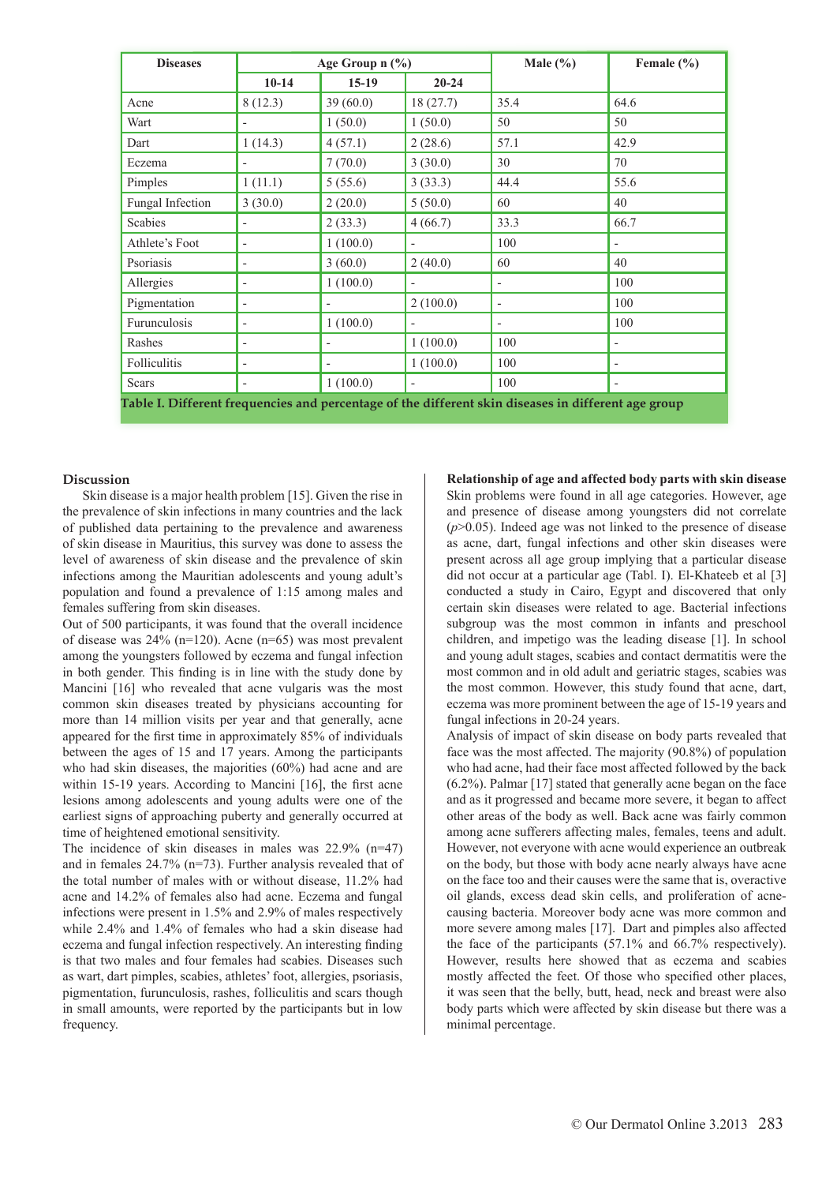| Diseases | Age Group n (%) | | | Male (%) | Female (%) |
|---|---|---|---|---|---|
| | 10-14 | 15-19 | 20-24 | | |
| Acne | 8 (12.3) | 39 (60.0) | 18 (27.7) | 35.4 | 64.6 |
| Wart | - | 1 (50.0) | 1 (50.0) | 50 | 50 |
| Dart | 1 (14.3) | 4 (57.1) | 2 (28.6) | 57.1 | 42.9 |
| Eczema | - | 7 (70.0) | 3 (30.0) | 30 | 70 |
| Pimples | 1 (11.1) | 5 (55.6) | 3 (33.3) | 44.4 | 55.6 |
| Fungal Infection | 3 (30.0) | 2 (20.0) | 5 (50.0) | 60 | 40 |
| Scabies | - | 2 (33.3) | 4 (66.7) | 33.3 | 66.7 |
| Athlete's Foot | - | 1 (100.0) | - | 100 | - |
| Psoriasis | - | 3 (60.0) | 2 (40.0) | 60 | 40 |
| Allergies | - | 1 (100.0) | - | - | 100 |
| Pigmentation | - | - | 2 (100.0) | - | 100 |
| Furunculosis | - | 1 (100.0) | - | - | 100 |
| Rashes | - | - | 1 (100.0) | 100 | - |
| Folliculitis | - | - | 1 (100.0) | 100 | - |
| Scars | - | 1 (100.0) | - | 100 | - |

**Table I. Different frequencies and percentage of the different skin diseases in different age group**

## Discussion

Skin disease is a major health problem [15]. Given the rise in the prevalence of skin infections in many countries and the lack of published data pertaining to the prevalence and awareness of skin disease in Mauritius, this survey was done to assess the level of awareness of skin disease and the prevalence of skin infections among the Mauritian adolescents and young adult's population and found a prevalence of 1:15 among males and females suffering from skin diseases.

Out of 500 participants, it was found that the overall incidence of disease was 24% (n=120). Acne (n=65) was most prevalent among the youngsters followed by eczema and fungal infection in both gender. This finding is in line with the study done by Mancini [16] who revealed that acne vulgaris was the most common skin diseases treated by physicians accounting for more than 14 million visits per year and that generally, acne appeared for the first time in approximately 85% of individuals between the ages of 15 and 17 years. Among the participants who had skin diseases, the majorities (60%) had acne and are within 15-19 years. According to Mancini [16], the first acne lesions among adolescents and young adults were one of the earliest signs of approaching puberty and generally occurred at time of heightened emotional sensitivity.

The incidence of skin diseases in males was 22.9% (n=47) and in females 24.7% (n=73). Further analysis revealed that of the total number of males with or without disease, 11.2% had acne and 14.2% of females also had acne. Eczema and fungal infections were present in 1.5% and 2.9% of males respectively while 2.4% and 1.4% of females who had a skin disease had eczema and fungal infection respectively. An interesting finding is that two males and four females had scabies. Diseases such as wart, dart pimples, scabies, athletes' foot, allergies, psoriasis, pigmentation, furunculosis, rashes, folliculitis and scars though in small amounts, were reported by the participants but in low frequency.

**Relationship of age and affected body parts with skin disease**

Skin problems were found in all age categories. However, age and presence of disease among youngsters did not correlate ($p$>0.05). Indeed age was not linked to the presence of disease as acne, dart, fungal infections and other skin diseases were present across all age group implying that a particular disease did not occur at a particular age (Tabl. I). El-Khateeb et al [3] conducted a study in Cairo, Egypt and discovered that only certain skin diseases were related to age. Bacterial infections subgroup was the most common in infants and preschool children, and impetigo was the leading disease [1]. In school and young adult stages, scabies and contact dermatitis were the most common and in old adult and geriatric stages, scabies was the most common. However, this study found that acne, dart, eczema was more prominent between the age of 15-19 years and fungal infections in 20-24 years.

Analysis of impact of skin disease on body parts revealed that face was the most affected. The majority (90.8%) of population who had acne, had their face most affected followed by the back (6.2%). Palmar [17] stated that generally acne began on the face and as it progressed and became more severe, it began to affect other areas of the body as well. Back acne was fairly common among acne sufferers affecting males, females, teens and adult. However, not everyone with acne would experience an outbreak on the body, but those with body acne nearly always have acne on the face too and their causes were the same that is, overactive oil glands, excess dead skin cells, and proliferation of acne-causing bacteria. Moreover body acne was more common and more severe among males [17]. Dart and pimples also affected the face of the participants (57.1% and 66.7% respectively). However, results here showed that as eczema and scabies mostly affected the feet. Of those who specified other places, it was seen that the belly, butt, head, neck and breast were also body parts which were affected by skin disease but there was a minimal percentage.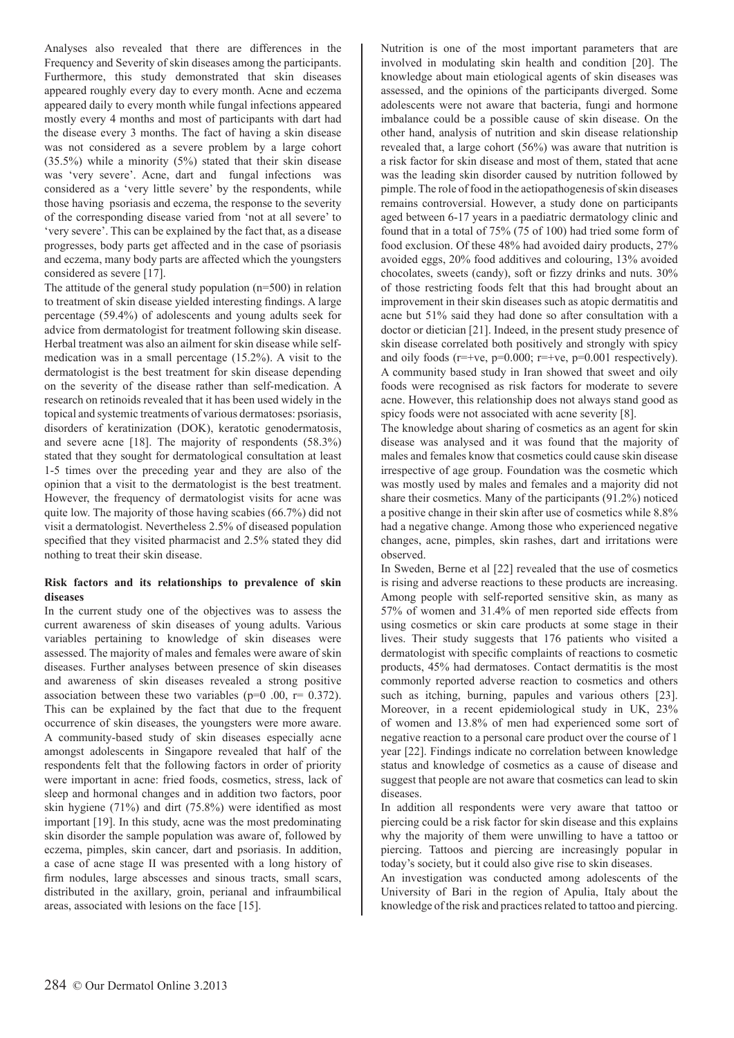Analyses also revealed that there are differences in the Frequency and Severity of skin diseases among the participants. Furthermore, this study demonstrated that skin diseases appeared roughly every day to every month. Acne and eczema appeared daily to every month while fungal infections appeared mostly every 4 months and most of participants with dart had the disease every 3 months. The fact of having a skin disease was not considered as a severe problem by a large cohort (35.5%) while a minority (5%) stated that their skin disease was 'very severe'. Acne, dart and fungal infections was considered as a 'very little severe' by the respondents, while those having psoriasis and eczema, the response to the severity of the corresponding disease varied from 'not at all severe' to 'very severe'. This can be explained by the fact that, as a disease progresses, body parts get affected and in the case of psoriasis and eczema, many body parts are affected which the youngsters considered as severe [17].

The attitude of the general study population (n=500) in relation to treatment of skin disease yielded interesting findings. A large percentage (59.4%) of adolescents and young adults seek for advice from dermatologist for treatment following skin disease. Herbal treatment was also an ailment for skin disease while self-medication was in a small percentage (15.2%). A visit to the dermatologist is the best treatment for skin disease depending on the severity of the disease rather than self-medication. A research on retinoids revealed that it has been used widely in the topical and systemic treatments of various dermatoses: psoriasis, disorders of keratinization (DOK), keratotic genodermatosis, and severe acne [18]. The majority of respondents (58.3%) stated that they sought for dermatological consultation at least 1-5 times over the preceding year and they are also of the opinion that a visit to the dermatologist is the best treatment. However, the frequency of dermatologist visits for acne was quite low. The majority of those having scabies (66.7%) did not visit a dermatologist. Nevertheless 2.5% of diseased population specified that they visited pharmacist and 2.5% stated they did nothing to treat their skin disease.

**Risk factors and its relationships to prevalence of skin diseases**

In the current study one of the objectives was to assess the current awareness of skin diseases of young adults. Various variables pertaining to knowledge of skin diseases were assessed. The majority of males and females were aware of skin diseases. Further analyses between presence of skin diseases and awareness of skin diseases revealed a strong positive association between these two variables (p=0 .00, r= 0.372). This can be explained by the fact that due to the frequent occurrence of skin diseases, the youngsters were more aware. A community-based study of skin diseases especially acne amongst adolescents in Singapore revealed that half of the respondents felt that the following factors in order of priority were important in acne: fried foods, cosmetics, stress, lack of sleep and hormonal changes and in addition two factors, poor skin hygiene (71%) and dirt (75.8%) were identified as most important [19]. In this study, acne was the most predominating skin disorder the sample population was aware of, followed by eczema, pimples, skin cancer, dart and psoriasis. In addition, a case of acne stage II was presented with a long history of firm nodules, large abscesses and sinous tracts, small scars, distributed in the axillary, groin, perianal and infraumbilical areas, associated with lesions on the face [15].

Nutrition is one of the most important parameters that are involved in modulating skin health and condition [20]. The knowledge about main etiological agents of skin diseases was assessed, and the opinions of the participants diverged. Some adolescents were not aware that bacteria, fungi and hormone imbalance could be a possible cause of skin disease. On the other hand, analysis of nutrition and skin disease relationship revealed that, a large cohort (56%) was aware that nutrition is a risk factor for skin disease and most of them, stated that acne was the leading skin disorder caused by nutrition followed by pimple. The role of food in the aetiopathogenesis of skin diseases remains controversial. However, a study done on participants aged between 6-17 years in a paediatric dermatology clinic and found that in a total of 75% (75 of 100) had tried some form of food exclusion. Of these 48% had avoided dairy products, 27% avoided eggs, 20% food additives and colouring, 13% avoided chocolates, sweets (candy), soft or fizzy drinks and nuts. 30% of those restricting foods felt that this had brought about an improvement in their skin diseases such as atopic dermatitis and acne but 51% said they had done so after consultation with a doctor or dietician [21]. Indeed, in the present study presence of skin disease correlated both positively and strongly with spicy and oily foods (r=+ve, p=0.000; r=+ve, p=0.001 respectively). A community based study in Iran showed that sweet and oily foods were recognised as risk factors for moderate to severe acne. However, this relationship does not always stand good as spicy foods were not associated with acne severity [8].

The knowledge about sharing of cosmetics as an agent for skin disease was analysed and it was found that the majority of males and females know that cosmetics could cause skin disease irrespective of age group. Foundation was the cosmetic which was mostly used by males and females and a majority did not share their cosmetics. Many of the participants (91.2%) noticed a positive change in their skin after use of cosmetics while 8.8% had a negative change. Among those who experienced negative changes, acne, pimples, skin rashes, dart and irritations were observed.

In Sweden, Berne et al [22] revealed that the use of cosmetics is rising and adverse reactions to these products are increasing. Among people with self-reported sensitive skin, as many as 57% of women and 31.4% of men reported side effects from using cosmetics or skin care products at some stage in their lives. Their study suggests that 176 patients who visited a dermatologist with specific complaints of reactions to cosmetic products, 45% had dermatoses. Contact dermatitis is the most commonly reported adverse reaction to cosmetics and others such as itching, burning, papules and various others [23]. Moreover, in a recent epidemiological study in UK, 23% of women and 13.8% of men had experienced some sort of negative reaction to a personal care product over the course of 1 year [22]. Findings indicate no correlation between knowledge status and knowledge of cosmetics as a cause of disease and suggest that people are not aware that cosmetics can lead to skin diseases.

In addition all respondents were very aware that tattoo or piercing could be a risk factor for skin disease and this explains why the majority of them were unwilling to have a tattoo or piercing. Tattoos and piercing are increasingly popular in today's society, but it could also give rise to skin diseases.

An investigation was conducted among adolescents of the University of Bari in the region of Apulia, Italy about the knowledge of the risk and practices related to tattoo and piercing.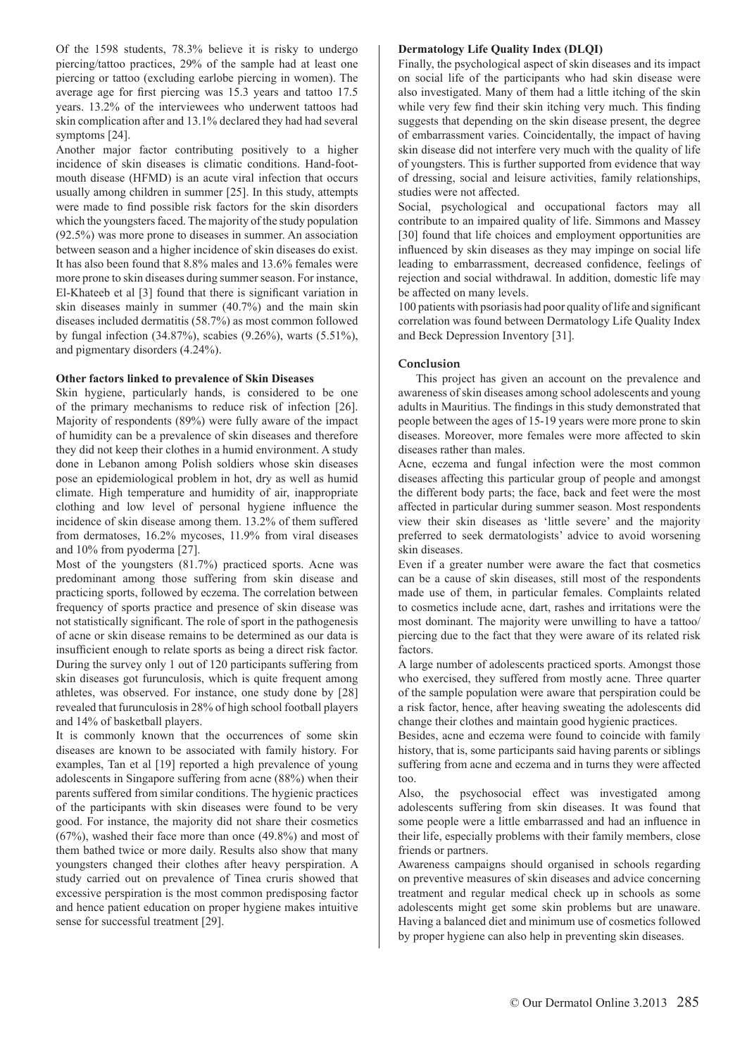Of the 1598 students, 78.3% believe it is risky to undergo piercing/tattoo practices, 29% of the sample had at least one piercing or tattoo (excluding earlobe piercing in women). The average age for first piercing was 15.3 years and tattoo 17.5 years. 13.2% of the interviewees who underwent tattoos had skin complication after and 13.1% declared they had had several symptoms [24].

Another major factor contributing positively to a higher incidence of skin diseases is climatic conditions. Hand-foot-mouth disease (HFMD) is an acute viral infection that occurs usually among children in summer [25]. In this study, attempts were made to find possible risk factors for the skin disorders which the youngsters faced. The majority of the study population (92.5%) was more prone to diseases in summer. An association between season and a higher incidence of skin diseases do exist. It has also been found that 8.8% males and 13.6% females were more prone to skin diseases during summer season. For instance, El-Khateeb et al [3] found that there is significant variation in skin diseases mainly in summer (40.7%) and the main skin diseases included dermatitis (58.7%) as most common followed by fungal infection (34.87%), scabies (9.26%), warts (5.51%), and pigmentary disorders (4.24%).

**Other factors linked to prevalence of Skin Diseases**

Skin hygiene, particularly hands, is considered to be one of the primary mechanisms to reduce risk of infection [26]. Majority of respondents (89%) were fully aware of the impact of humidity can be a prevalence of skin diseases and therefore they did not keep their clothes in a humid environment. A study done in Lebanon among Polish soldiers whose skin diseases pose an epidemiological problem in hot, dry as well as humid climate. High temperature and humidity of air, inappropriate clothing and low level of personal hygiene influence the incidence of skin disease among them. 13.2% of them suffered from dermatoses, 16.2% mycoses, 11.9% from viral diseases and 10% from pyoderma [27].

Most of the youngsters (81.7%) practiced sports. Acne was predominant among those suffering from skin disease and practicing sports, followed by eczema. The correlation between frequency of sports practice and presence of skin disease was not statistically significant. The role of sport in the pathogenesis of acne or skin disease remains to be determined as our data is insufficient enough to relate sports as being a direct risk factor. During the survey only 1 out of 120 participants suffering from skin diseases got furunculosis, which is quite frequent among athletes, was observed. For instance, one study done by [28] revealed that furunculosis in 28% of high school football players and 14% of basketball players.

It is commonly known that the occurrences of some skin diseases are known to be associated with family history. For examples, Tan et al [19] reported a high prevalence of young adolescents in Singapore suffering from acne (88%) when their parents suffered from similar conditions. The hygienic practices of the participants with skin diseases were found to be very good. For instance, the majority did not share their cosmetics (67%), washed their face more than once (49.8%) and most of them bathed twice or more daily. Results also show that many youngsters changed their clothes after heavy perspiration. A study carried out on prevalence of Tinea cruris showed that excessive perspiration is the most common predisposing factor and hence patient education on proper hygiene makes intuitive sense for successful treatment [29].

**Dermatology Life Quality Index (DLQI)**

Finally, the psychological aspect of skin diseases and its impact on social life of the participants who had skin disease were also investigated. Many of them had a little itching of the skin while very few find their skin itching very much. This finding suggests that depending on the skin disease present, the degree of embarrassment varies. Coincidentally, the impact of having skin disease did not interfere very much with the quality of life of youngsters. This is further supported from evidence that way of dressing, social and leisure activities, family relationships, studies were not affected.

Social, psychological and occupational factors may all contribute to an impaired quality of life. Simmons and Massey [30] found that life choices and employment opportunities are influenced by skin diseases as they may impinge on social life leading to embarrassment, decreased confidence, feelings of rejection and social withdrawal. In addition, domestic life may be affected on many levels.

100 patients with psoriasis had poor quality of life and significant correlation was found between Dermatology Life Quality Index and Beck Depression Inventory [31].

## Conclusion

This project has given an account on the prevalence and awareness of skin diseases among school adolescents and young adults in Mauritius. The findings in this study demonstrated that people between the ages of 15-19 years were more prone to skin diseases. Moreover, more females were more affected to skin diseases rather than males.

Acne, eczema and fungal infection were the most common diseases affecting this particular group of people and amongst the different body parts; the face, back and feet were the most affected in particular during summer season. Most respondents view their skin diseases as 'little severe' and the majority preferred to seek dermatologists' advice to avoid worsening skin diseases.

Even if a greater number were aware the fact that cosmetics can be a cause of skin diseases, still most of the respondents made use of them, in particular females. Complaints related to cosmetics include acne, dart, rashes and irritations were the most dominant. The majority were unwilling to have a tattoo/piercing due to the fact that they were aware of its related risk factors.

A large number of adolescents practiced sports. Amongst those who exercised, they suffered from mostly acne. Three quarter of the sample population were aware that perspiration could be a risk factor, hence, after heaving sweating the adolescents did change their clothes and maintain good hygienic practices.

Besides, acne and eczema were found to coincide with family history, that is, some participants said having parents or siblings suffering from acne and eczema and in turns they were affected too.

Also, the psychosocial effect was investigated among adolescents suffering from skin diseases. It was found that some people were a little embarrassed and had an influence in their life, especially problems with their family members, close friends or partners.

Awareness campaigns should organised in schools regarding on preventive measures of skin diseases and advice concerning treatment and regular medical check up in schools as some adolescents might get some skin problems but are unaware. Having a balanced diet and minimum use of cosmetics followed by proper hygiene can also help in preventing skin diseases.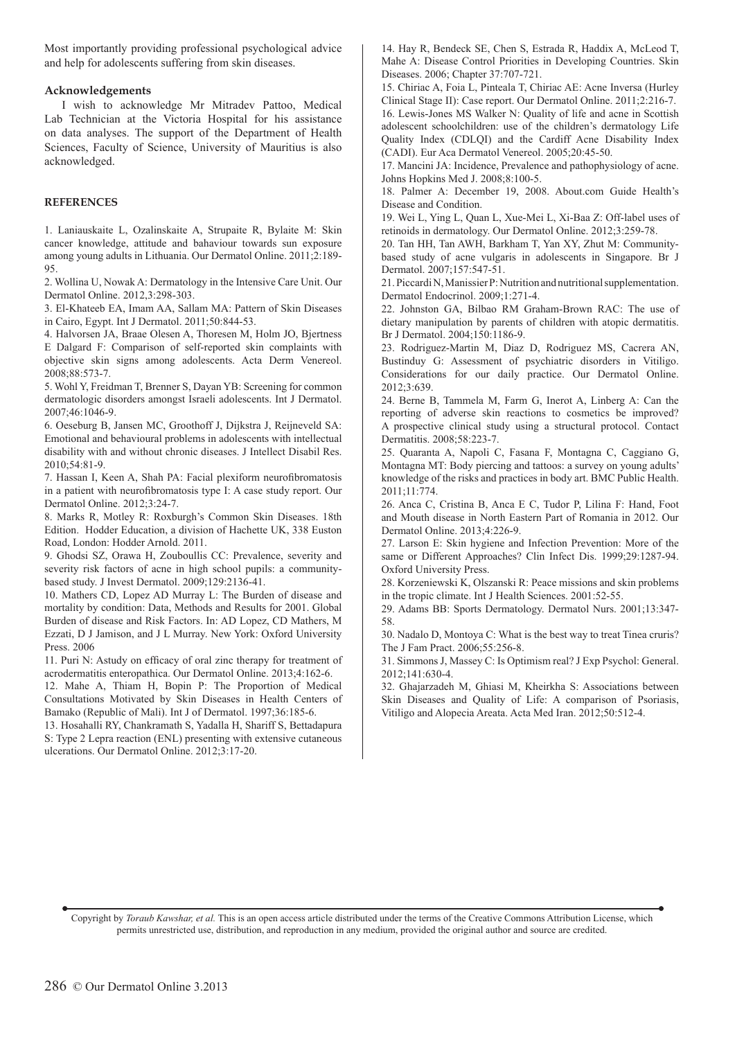Most importantly providing professional psychological advice and help for adolescents suffering from skin diseases.

### Acknowledgements

I wish to acknowledge Mr Mitradev Pattoo, Medical Lab Technician at the Victoria Hospital for his assistance on data analyses. The support of the Department of Health Sciences, Faculty of Science, University of Mauritius is also acknowledged.

### REFERENCES

1. Laniauskaite L, Ozalinskaite A, Strupaite R, Bylaite M: Skin cancer knowledge, attitude and bahaviour towards sun exposure among young adults in Lithuania. Our Dermatol Online. 2011;2:189-95.
2. Wollina U, Nowak A: Dermatology in the Intensive Care Unit. Our Dermatol Online. 2012,3:298-303.
3. El-Khateeb EA, Imam AA, Sallam MA: Pattern of Skin Diseases in Cairo, Egypt. Int J Dermatol. 2011;50:844-53.
4. Halvorsen JA, Braae Olesen A, Thoresen M, Holm JO, Bjertness E Dalgard F: Comparison of self-reported skin complaints with objective skin signs among adolescents. Acta Derm Venereol. 2008;88:573-7.
5. Wohl Y, Freidman T, Brenner S, Dayan YB: Screening for common dermatologic disorders amongst Israeli adolescents. Int J Dermatol. 2007;46:1046-9.
6. Oeseburg B, Jansen MC, Groothoff J, Dijkstra J, Reijneveld SA: Emotional and behavioural problems in adolescents with intellectual disability with and without chronic diseases. J Intellect Disabil Res. 2010;54:81-9.
7. Hassan I, Keen A, Shah PA: Facial plexiform neurofibromatosis in a patient with neurofibromatosis type I: A case study report. Our Dermatol Online. 2012;3:24-7.
8. Marks R, Motley R: Roxburgh's Common Skin Diseases. 18th Edition. Hodder Education, a division of Hachette UK, 338 Euston Road, London: Hodder Arnold. 2011.
9. Ghodsi SZ, Orawa H, Zouboullis CC: Prevalence, severity and severity risk factors of acne in high school pupils: a community-based study. J Invest Dermatol. 2009;129:2136-41.
10. Mathers CD, Lopez AD Murray L: The Burden of disease and mortality by condition: Data, Methods and Results for 2001. Global Burden of disease and Risk Factors. In: AD Lopez, CD Mathers, M Ezzati, D J Jamison, and J L Murray. New York: Oxford University Press. 2006
11. Puri N: Astudy on efficacy of oral zinc therapy for treatment of acrodermatitis enteropathica. Our Dermatol Online. 2013;4:162-6.
12. Mahe A, Thiam H, Bopin P: The Proportion of Medical Consultations Motivated by Skin Diseases in Health Centers of Bamako (Republic of Mali). Int J of Dermatol. 1997;36:185-6.
13. Hosahalli RY, Chankramath S, Yadalla H, Shariff S, Bettadapura S: Type 2 Lepra reaction (ENL) presenting with extensive cutaneous ulcerations. Our Dermatol Online. 2012;3:17-20.
14. Hay R, Bendeck SE, Chen S, Estrada R, Haddix A, McLeod T, Mahe A: Disease Control Priorities in Developing Countries. Skin Diseases. 2006; Chapter 37:707-721.
15. Chiriac A, Foia L, Pinteala T, Chiriac AE: Acne Inversa (Hurley Clinical Stage II): Case report. Our Dermatol Online. 2011;2:216-7.
16. Lewis-Jones MS Walker N: Quality of life and acne in Scottish adolescent schoolchildren: use of the children's dermatology Life Quality Index (CDLQI) and the Cardiff Acne Disability Index (CADI). Eur Aca Dermatol Venereol. 2005;20:45-50.
17. Mancini JA: Incidence, Prevalence and pathophysiology of acne. Johns Hopkins Med J. 2008;8:100-5.
18. Palmer A: December 19, 2008. About.com Guide Health's Disease and Condition.
19. Wei L, Ying L, Quan L, Xue-Mei L, Xi-Baa Z: Off-label uses of retinoids in dermatology. Our Dermatol Online. 2012;3:259-78.
20. Tan HH, Tan AWH, Barkham T, Yan XY, Zhut M: Community-based study of acne vulgaris in adolescents in Singapore. Br J Dermatol. 2007;157:547-51.
21. Piccardi N, Manissier P: Nutrition and nutritional supplementation. Dermatol Endocrinol. 2009;1:271-4.
22. Johnston GA, Bilbao RM Graham-Brown RAC: The use of dietary manipulation by parents of children with atopic dermatitis. Br J Dermatol. 2004;150:1186-9.
23. Rodriguez-Martin M, Diaz D, Rodriguez MS, Cacrera AN, Bustinduy G: Assessment of psychiatric disorders in Vitiligo. Considerations for our daily practice. Our Dermatol Online. 2012;3:639.
24. Berne B, Tammela M, Farm G, Inerot A, Linberg A: Can the reporting of adverse skin reactions to cosmetics be improved? A prospective clinical study using a structural protocol. Contact Dermatitis. 2008;58:223-7.
25. Quaranta A, Napoli C, Fasana F, Montagna C, Caggiano G, Montagna MT: Body piercing and tattoos: a survey on young adults' knowledge of the risks and practices in body art. BMC Public Health. 2011;11:774.
26. Anca C, Cristina B, Anca E C, Tudor P, Lilina F: Hand, Foot and Mouth disease in North Eastern Part of Romania in 2012. Our Dermatol Online. 2013;4:226-9.
27. Larson E: Skin hygiene and Infection Prevention: More of the same or Different Approaches? Clin Infect Dis. 1999;29:1287-94. Oxford University Press.
28. Korzeniewski K, Olszanski R: Peace missions and skin problems in the tropic climate. Int J Health Sciences. 2001:52-55.
29. Adams BB: Sports Dermatology. Dermatol Nurs. 2001;13:347-58.
30. Nadalo D, Montoya C: What is the best way to treat Tinea cruris? The J Fam Pract. 2006;55:256-8.
31. Simmons J, Massey C: Is Optimism real? J Exp Psychol: General. 2012;141:630-4.
32. Ghajarzadeh M, Ghiasi M, Kheirkha S: Associations between Skin Diseases and Quality of Life: A comparison of Psoriasis, Vitiligo and Alopecia Areata. Acta Med Iran. 2012;50:512-4.

Copyright by *Toraub Kawshar, et al.* This is an open access article distributed under the terms of the Creative Commons Attribution License, which permits unrestricted use, distribution, and reproduction in any medium, provided the original author and source are credited.